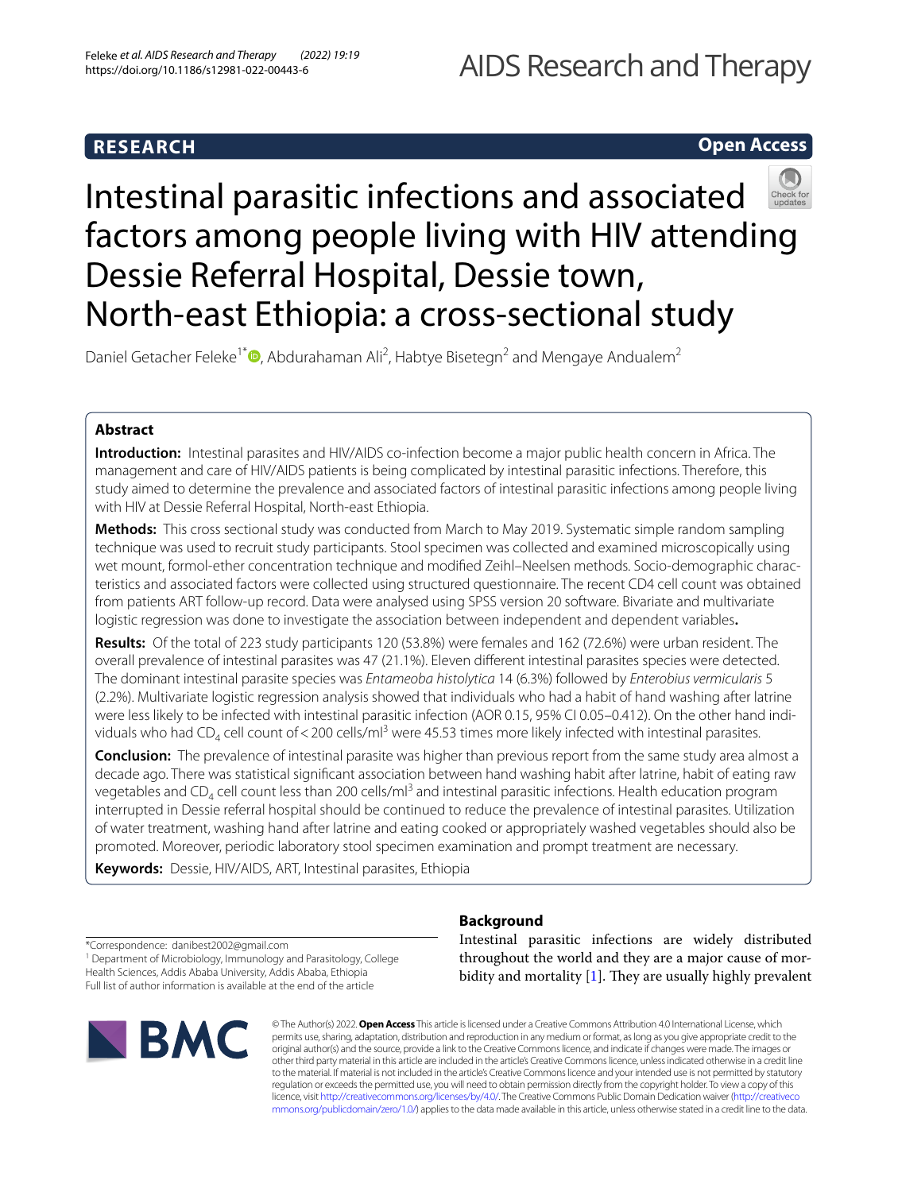**RESEARCH** **Open Access**

# Intestinal parasitic infections and associated factors among people living with HIV attending Dessie Referral Hospital, Dessie town, North-east Ethiopia: a cross-sectional study

Daniel Getacher Feleke[1*], Abdurahaman Ali[2], Habtye Bisetegn[2] and Mengaye Andualem[2]

## Abstract

**Introduction:** Intestinal parasites and HIV/AIDS co-infection become a major public health concern in Africa. The management and care of HIV/AIDS patients is being complicated by intestinal parasitic infections. Therefore, this study aimed to determine the prevalence and associated factors of intestinal parasitic infections among people living with HIV at Dessie Referral Hospital, North-east Ethiopia.

**Methods:** This cross sectional study was conducted from March to May 2019. Systematic simple random sampling technique was used to recruit study participants. Stool specimen was collected and examined microscopically using wet mount, formol-ether concentration technique and modified Zeihl–Neelsen methods. Socio-demographic characteristics and associated factors were collected using structured questionnaire. The recent CD4 cell count was obtained from patients ART follow-up record. Data were analysed using SPSS version 20 software. Bivariate and multivariate logistic regression was done to investigate the association between independent and dependent variables.

**Results:** Of the total of 223 study participants 120 (53.8%) were females and 162 (72.6%) were urban resident. The overall prevalence of intestinal parasites was 47 (21.1%). Eleven different intestinal parasites species were detected. The dominant intestinal parasite species was *Entameoba histolytica* 14 (6.3%) followed by *Enterobius vermicularis* 5 (2.2%). Multivariate logistic regression analysis showed that individuals who had a habit of hand washing after latrine were less likely to be infected with intestinal parasitic infection (AOR 0.15, 95% CI 0.05–0.412). On the other hand individuals who had $CD_4$ cell count of < 200 cells/ml$^3$ were 45.53 times more likely infected with intestinal parasites.

**Conclusion:** The prevalence of intestinal parasite was higher than previous report from the same study area almost a decade ago. There was statistical significant association between hand washing habit after latrine, habit of eating raw vegetables and $CD_4$ cell count less than 200 cells/ml$^3$ and intestinal parasitic infections. Health education program interrupted in Dessie referral hospital should be continued to reduce the prevalence of intestinal parasites. Utilization of water treatment, washing hand after latrine and eating cooked or appropriately washed vegetables should also be promoted. Moreover, periodic laboratory stool specimen examination and prompt treatment are necessary.

**Keywords:** Dessie, HIV/AIDS, ART, Intestinal parasites, Ethiopia

## Background

Intestinal parasitic infections are widely distributed throughout the world and they are a major cause of morbidity and mortality [1]. They are usually highly prevalent

*Correspondence: danibest2002@gmail.com
[1] Department of Microbiology, Immunology and Parasitology, College Health Sciences, Addis Ababa University, Addis Ababa, Ethiopia
Full list of author information is available at the end of the article

© The Author(s) 2022. **Open Access** This article is licensed under a Creative Commons Attribution 4.0 International License, which permits use, sharing, adaptation, distribution and reproduction in any medium or format, as long as you give appropriate credit to the original author(s) and the source, provide a link to the Creative Commons licence, and indicate if changes were made. The images or other third party material in this article are included in the article's Creative Commons licence, unless indicated otherwise in a credit line to the material. If material is not included in the article's Creative Commons licence and your intended use is not permitted by statutory regulation or exceeds the permitted use, you will need to obtain permission directly from the copyright holder. To view a copy of this licence, visit http://creativecommons.org/licenses/by/4.0/. The Creative Commons Public Domain Dedication waiver (http://creativecommons.org/publicdomain/zero/1.0/) applies to the data made available in this article, unless otherwise stated in a credit line to the data.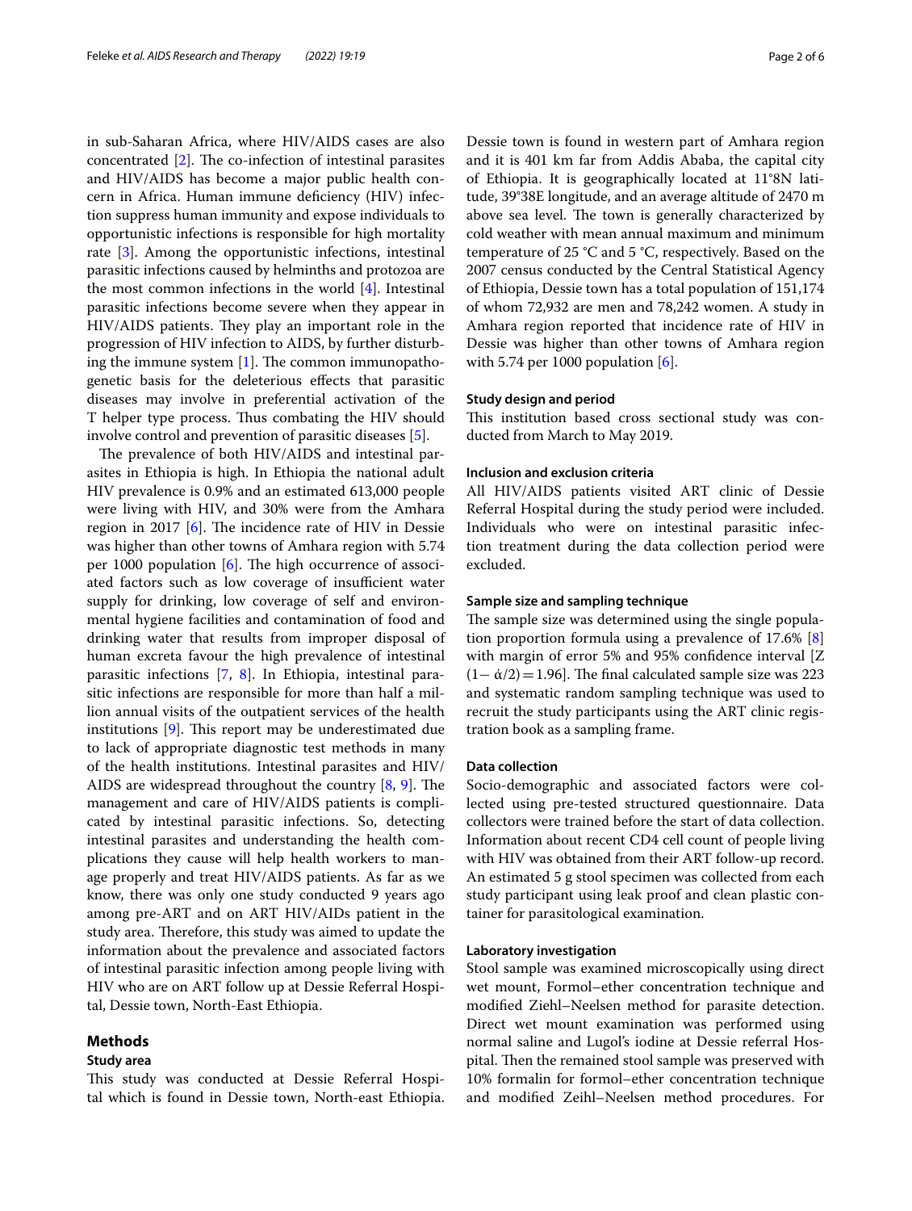in sub-Saharan Africa, where HIV/AIDS cases are also concentrated [2]. The co-infection of intestinal parasites and HIV/AIDS has become a major public health concern in Africa. Human immune deficiency (HIV) infection suppress human immunity and expose individuals to opportunistic infections is responsible for high mortality rate [3]. Among the opportunistic infections, intestinal parasitic infections caused by helminths and protozoa are the most common infections in the world [4]. Intestinal parasitic infections become severe when they appear in HIV/AIDS patients. They play an important role in the progression of HIV infection to AIDS, by further disturbing the immune system [1]. The common immunopathogenetic basis for the deleterious effects that parasitic diseases may involve in preferential activation of the T helper type process. Thus combating the HIV should involve control and prevention of parasitic diseases [5].

The prevalence of both HIV/AIDS and intestinal parasites in Ethiopia is high. In Ethiopia the national adult HIV prevalence is 0.9% and an estimated 613,000 people were living with HIV, and 30% were from the Amhara region in 2017 [6]. The incidence rate of HIV in Dessie was higher than other towns of Amhara region with 5.74 per 1000 population [6]. The high occurrence of associated factors such as low coverage of insufficient water supply for drinking, low coverage of self and environmental hygiene facilities and contamination of food and drinking water that results from improper disposal of human excreta favour the high prevalence of intestinal parasitic infections [7, 8]. In Ethiopia, intestinal parasitic infections are responsible for more than half a million annual visits of the outpatient services of the health institutions [9]. This report may be underestimated due to lack of appropriate diagnostic test methods in many of the health institutions. Intestinal parasites and HIV/AIDS are widespread throughout the country [8, 9]. The management and care of HIV/AIDS patients is complicated by intestinal parasitic infections. So, detecting intestinal parasites and understanding the health complications they cause will help health workers to manage properly and treat HIV/AIDS patients. As far as we know, there was only one study conducted 9 years ago among pre-ART and on ART HIV/AIDs patient in the study area. Therefore, this study was aimed to update the information about the prevalence and associated factors of intestinal parasitic infection among people living with HIV who are on ART follow up at Dessie Referral Hospital, Dessie town, North-East Ethiopia.

## Methods

### Study area

This study was conducted at Dessie Referral Hospital which is found in Dessie town, North-east Ethiopia. Dessie town is found in western part of Amhara region and it is 401 km far from Addis Ababa, the capital city of Ethiopia. It is geographically located at 11°8N latitude, 39°38E longitude, and an average altitude of 2470 m above sea level. The town is generally characterized by cold weather with mean annual maximum and minimum temperature of 25 °C and 5 °C, respectively. Based on the 2007 census conducted by the Central Statistical Agency of Ethiopia, Dessie town has a total population of 151,174 of whom 72,932 are men and 78,242 women. A study in Amhara region reported that incidence rate of HIV in Dessie was higher than other towns of Amhara region with 5.74 per 1000 population [6].

### Study design and period

This institution based cross sectional study was conducted from March to May 2019.

### Inclusion and exclusion criteria

All HIV/AIDS patients visited ART clinic of Dessie Referral Hospital during the study period were included. Individuals who were on intestinal parasitic infection treatment during the data collection period were excluded.

### Sample size and sampling technique

The sample size was determined using the single population proportion formula using a prevalence of 17.6% [8] with margin of error 5% and 95% confidence interval [Z $(1-\alpha/2) = 1.96$]. The final calculated sample size was 223 and systematic random sampling technique was used to recruit the study participants using the ART clinic registration book as a sampling frame.

### Data collection

Socio-demographic and associated factors were collected using pre-tested structured questionnaire. Data collectors were trained before the start of data collection. Information about recent CD4 cell count of people living with HIV was obtained from their ART follow-up record. An estimated 5 g stool specimen was collected from each study participant using leak proof and clean plastic container for parasitological examination.

### Laboratory investigation

Stool sample was examined microscopically using direct wet mount, Formol–ether concentration technique and modified Ziehl–Neelsen method for parasite detection. Direct wet mount examination was performed using normal saline and Lugol's iodine at Dessie referral Hospital. Then the remained stool sample was preserved with 10% formalin for formol–ether concentration technique and modified Zeihl–Neelsen method procedures. For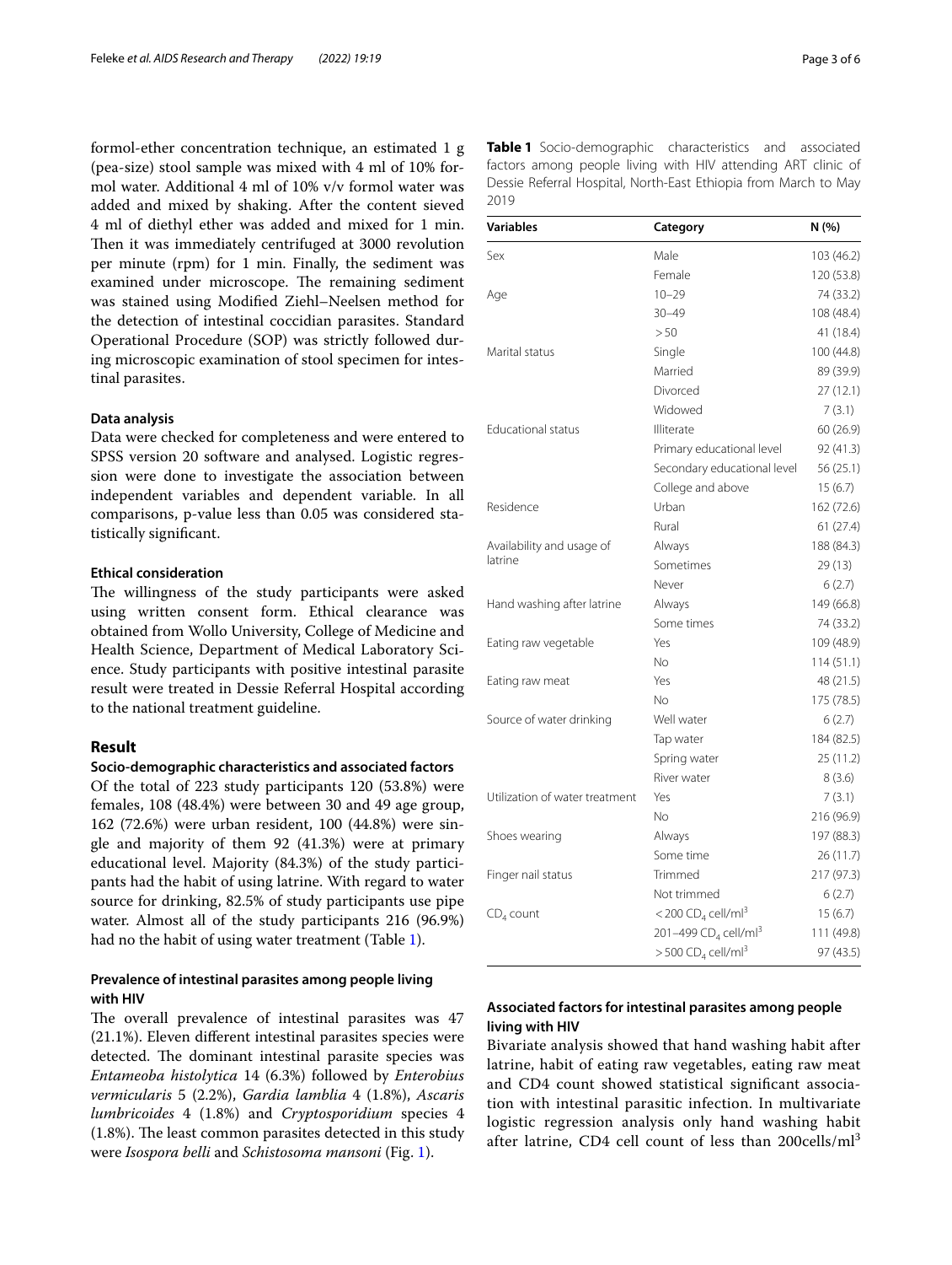formol-ether concentration technique, an estimated 1 g (pea-size) stool sample was mixed with 4 ml of 10% formol water. Additional 4 ml of 10% v/v formol water was added and mixed by shaking. After the content sieved 4 ml of diethyl ether was added and mixed for 1 min. Then it was immediately centrifuged at 3000 revolution per minute (rpm) for 1 min. Finally, the sediment was examined under microscope. The remaining sediment was stained using Modified Ziehl–Neelsen method for the detection of intestinal coccidian parasites. Standard Operational Procedure (SOP) was strictly followed during microscopic examination of stool specimen for intestinal parasites.

### Data analysis

Data were checked for completeness and were entered to SPSS version 20 software and analysed. Logistic regression were done to investigate the association between independent variables and dependent variable. In all comparisons, p-value less than 0.05 was considered statistically significant.

### Ethical consideration

The willingness of the study participants were asked using written consent form. Ethical clearance was obtained from Wollo University, College of Medicine and Health Science, Department of Medical Laboratory Science. Study participants with positive intestinal parasite result were treated in Dessie Referral Hospital according to the national treatment guideline.

## Result

### Socio-demographic characteristics and associated factors

Of the total of 223 study participants 120 (53.8%) were females, 108 (48.4%) were between 30 and 49 age group, 162 (72.6%) were urban resident, 100 (44.8%) were single and majority of them 92 (41.3%) were at primary educational level. Majority (84.3%) of the study participants had the habit of using latrine. With regard to water source for drinking, 82.5% of study participants use pipe water. Almost all of the study participants 216 (96.9%) had no the habit of using water treatment (Table 1).

### Prevalence of intestinal parasites among people living with HIV

The overall prevalence of intestinal parasites was 47 (21.1%). Eleven different intestinal parasites species were detected. The dominant intestinal parasite species was *Entameoba histolytica* 14 (6.3%) followed by *Enterobius vermicularis* 5 (2.2%), *Gardia lamblia* 4 (1.8%), *Ascaris lumbricoides* 4 (1.8%) and *Cryptosporidium* species 4 (1.8%). The least common parasites detected in this study were *Isospora belli* and *Schistosoma mansoni* (Fig. 1).

**Table 1** Socio-demographic characteristics and associated factors among people living with HIV attending ART clinic of Dessie Referral Hospital, North-East Ethiopia from March to May 2019

| Variables | Category | N (%) |
|---|---|---|
| Sex | Male | 103 (46.2) |
| | Female | 120 (53.8) |
| Age | 10–29 | 74 (33.2) |
| | 30–49 | 108 (48.4) |
| | > 50 | 41 (18.4) |
| Marital status | Single | 100 (44.8) |
| | Married | 89 (39.9) |
| | Divorced | 27 (12.1) |
| | Widowed | 7 (3.1) |
| Educational status | Illiterate | 60 (26.9) |
| | Primary educational level | 92 (41.3) |
| | Secondary educational level | 56 (25.1) |
| | College and above | 15 (6.7) |
| Residence | Urban | 162 (72.6) |
| | Rural | 61 (27.4) |
| Availability and usage of latrine | Always | 188 (84.3) |
| | Sometimes | 29 (13) |
| | Never | 6 (2.7) |
| Hand washing after latrine | Always | 149 (66.8) |
| | Some times | 74 (33.2) |
| Eating raw vegetable | Yes | 109 (48.9) |
| | No | 114 (51.1) |
| Eating raw meat | Yes | 48 (21.5) |
| | No | 175 (78.5) |
| Source of water drinking | Well water | 6 (2.7) |
| | Tap water | 184 (82.5) |
| | Spring water | 25 (11.2) |
| | River water | 8 (3.6) |
| Utilization of water treatment | Yes | 7 (3.1) |
| | No | 216 (96.9) |
| Shoes wearing | Always | 197 (88.3) |
| | Some time | 26 (11.7) |
| Finger nail status | Trimmed | 217 (97.3) |
| | Not trimmed | 6 (2.7) |
| $CD_4$ count | $<200$ $CD_4$ cell/ml$^3$ | 15 (6.7) |
| | 201–499 $CD_4$ cell/ml$^3$ | 111 (49.8) |
| | $>500$ $CD_4$ cell/ml$^3$ | 97 (43.5) |

### Associated factors for intestinal parasites among people living with HIV

Bivariate analysis showed that hand washing habit after latrine, habit of eating raw vegetables, eating raw meat and CD4 count showed statistical significant association with intestinal parasitic infection. In multivariate logistic regression analysis only hand washing habit after latrine, CD4 cell count of less than 200cells/ml$^3$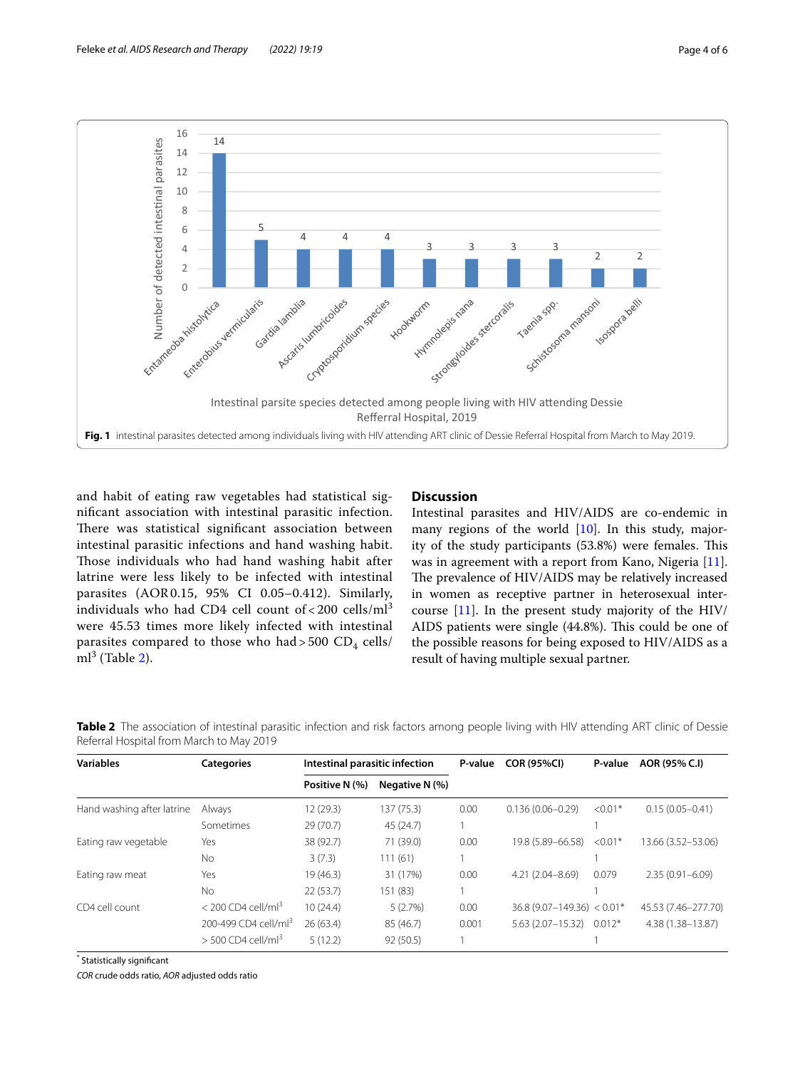Fig. 1 intestinal parasites detected among individuals living with HIV attending ART clinic of Dessie Referral Hospital from March to May 2019.

and habit of eating raw vegetables had statistical significant association with intestinal parasitic infection. There was statistical significant association between intestinal parasitic infections and hand washing habit. Those individuals who had hand washing habit after latrine were less likely to be infected with intestinal parasites (AOR 0.15, 95% CI 0.05–0.412). Similarly, individuals who had CD4 cell count of < 200 cells/$ml^3$ were 45.53 times more likely infected with intestinal parasites compared to those who had > 500 $CD_4$ cells/$ml^3$ (Table 2).

## Discussion

Intestinal parasites and HIV/AIDS are co-endemic in many regions of the world [10]. In this study, majority of the study participants (53.8%) were females. This was in agreement with a report from Kano, Nigeria [11]. The prevalence of HIV/AIDS may be relatively increased in women as receptive partner in heterosexual intercourse [11]. In the present study majority of the HIV/AIDS patients were single (44.8%). This could be one of the possible reasons for being exposed to HIV/AIDS as a result of having multiple sexual partner.

**Table 2** The association of intestinal parasitic infection and risk factors among people living with HIV attending ART clinic of Dessie Referral Hospital from March to May 2019

| Variables | Categories | Intestinal parasitic infection | | P-value | COR (95%CI) | P-value | AOR (95% C.I) |
|---|---|---|---|---|---|---|---|
| | | Positive N (%) | Negative N (%) | | | | |
| Hand washing after latrine | Always | 12 (29.3) | 137 (75.3) | 0.00 | 0.136 (0.06–0.29) | <0.01* | 0.15 (0.05–0.41) |
| | Sometimes | 29 (70.7) | 45 (24.7) | 1 | | 1 | |
| Eating raw vegetable | Yes | 38 (92.7) | 71 (39.0) | 0.00 | 19.8 (5.89–66.58) | <0.01* | 13.66 (3.52–53.06) |
| | No | 3 (7.3) | 111 (61) | 1 | | 1 | |
| Eating raw meat | Yes | 19 (46.3) | 31 (17%) | 0.00 | 4.21 (2.04–8.69) | 0.079 | 2.35 (0.91–6.09) |
| | No | 22 (53.7) | 151 (83) | 1 | | 1 | |
| CD4 cell count | < 200 CD4 cell/$ml^3$ | 10 (24.4) | 5 (2.7%) | 0.00 | 36.8 (9.07–149.36) | < 0.01* | 45.53 (7.46–277.70) |
| | 200-499 CD4 cell/$ml^3$ | 26 (63.4) | 85 (46.7) | 0.001 | 5.63 (2.07–15.32) | 0.012* | 4.38 (1.38–13.87) |
| | > 500 CD4 cell/$ml^3$ | 5 (12.2) | 92 (50.5) | 1 | | 1 | |

[*] Statistically significant

*COR* crude odds ratio, *AOR* adjusted odds ratio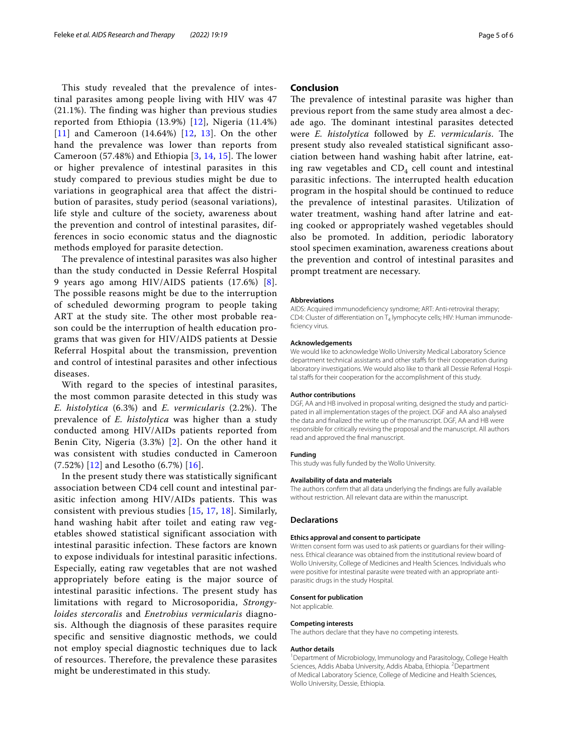This study revealed that the prevalence of intestinal parasites among people living with HIV was 47 (21.1%). The finding was higher than previous studies reported from Ethiopia (13.9%) [12], Nigeria (11.4%) [11] and Cameroon (14.64%) [12, 13]. On the other hand the prevalence was lower than reports from Cameroon (57.48%) and Ethiopia [3, 14, 15]. The lower or higher prevalence of intestinal parasites in this study compared to previous studies might be due to variations in geographical area that affect the distribution of parasites, study period (seasonal variations), life style and culture of the society, awareness about the prevention and control of intestinal parasites, differences in socio economic status and the diagnostic methods employed for parasite detection.

The prevalence of intestinal parasites was also higher than the study conducted in Dessie Referral Hospital 9 years ago among HIV/AIDS patients (17.6%) [8]. The possible reasons might be due to the interruption of scheduled deworming program to people taking ART at the study site. The other most probable reason could be the interruption of health education programs that was given for HIV/AIDS patients at Dessie Referral Hospital about the transmission, prevention and control of intestinal parasites and other infectious diseases.

With regard to the species of intestinal parasites, the most common parasite detected in this study was *E. histolytica* (6.3%) and *E. vermicularis* (2.2%). The prevalence of *E. histolytica* was higher than a study conducted among HIV/AIDs patients reported from Benin City, Nigeria (3.3%) [2]. On the other hand it was consistent with studies conducted in Cameroon (7.52%) [12] and Lesotho (6.7%) [16].

In the present study there was statistically significant association between CD4 cell count and intestinal parasitic infection among HIV/AIDs patients. This was consistent with previous studies [15, 17, 18]. Similarly, hand washing habit after toilet and eating raw vegetables showed statistical significant association with intestinal parasitic infection. These factors are known to expose individuals for intestinal parasitic infections. Especially, eating raw vegetables that are not washed appropriately before eating is the major source of intestinal parasitic infections. The present study has limitations with regard to Microsoporidia, *Strongyloides stercoralis* and *Enetrobius vermicularis* diagnosis. Although the diagnosis of these parasites require specific and sensitive diagnostic methods, we could not employ special diagnostic techniques due to lack of resources. Therefore, the prevalence these parasites might be underestimated in this study.

## Conclusion

The prevalence of intestinal parasite was higher than previous report from the same study area almost a decade ago. The dominant intestinal parasites detected were *E. histolytica* followed by *E. vermicularis*. The present study also revealed statistical significant association between hand washing habit after latrine, eating raw vegetables and $CD_4$ cell count and intestinal parasitic infections. The interrupted health education program in the hospital should be continued to reduce the prevalence of intestinal parasites. Utilization of water treatment, washing hand after latrine and eating cooked or appropriately washed vegetables should also be promoted. In addition, periodic laboratory stool specimen examination, awareness creations about the prevention and control of intestinal parasites and prompt treatment are necessary.

#### Abbreviations

AIDS: Acquired immunodeficiency syndrome; ART: Anti-retroviral therapy; CD4: Cluster of differentiation on $T_4$ lymphocyte cells; HIV: Human immunodeficiency virus.

#### Acknowledgements

We would like to acknowledge Wollo University Medical Laboratory Science department technical assistants and other staffs for their cooperation during laboratory investigations. We would also like to thank all Dessie Referral Hospital staffs for their cooperation for the accomplishment of this study.

#### Author contributions

DGF, AA and HB involved in proposal writing, designed the study and participated in all implementation stages of the project. DGF and AA also analysed the data and finalized the write up of the manuscript. DGF, AA and HB were responsible for critically revising the proposal and the manuscript. All authors read and approved the final manuscript.

#### Funding

This study was fully funded by the Wollo University.

#### Availability of data and materials

The authors confirm that all data underlying the findings are fully available without restriction. All relevant data are within the manuscript.

### Declarations

#### Ethics approval and consent to participate

Written consent form was used to ask patients or guardians for their willingness. Ethical clearance was obtained from the institutional review board of Wollo University, College of Medicines and Health Sciences. Individuals who were positive for intestinal parasite were treated with an appropriate antiparasitic drugs in the study Hospital.

#### Consent for publication

Not applicable.

#### Competing interests

The authors declare that they have no competing interests.

#### Author details

[1] Department of Microbiology, Immunology and Parasitology, College Health Sciences, Addis Ababa University, Addis Ababa, Ethiopia. [2] Department of Medical Laboratory Science, College of Medicine and Health Sciences, Wollo University, Dessie, Ethiopia.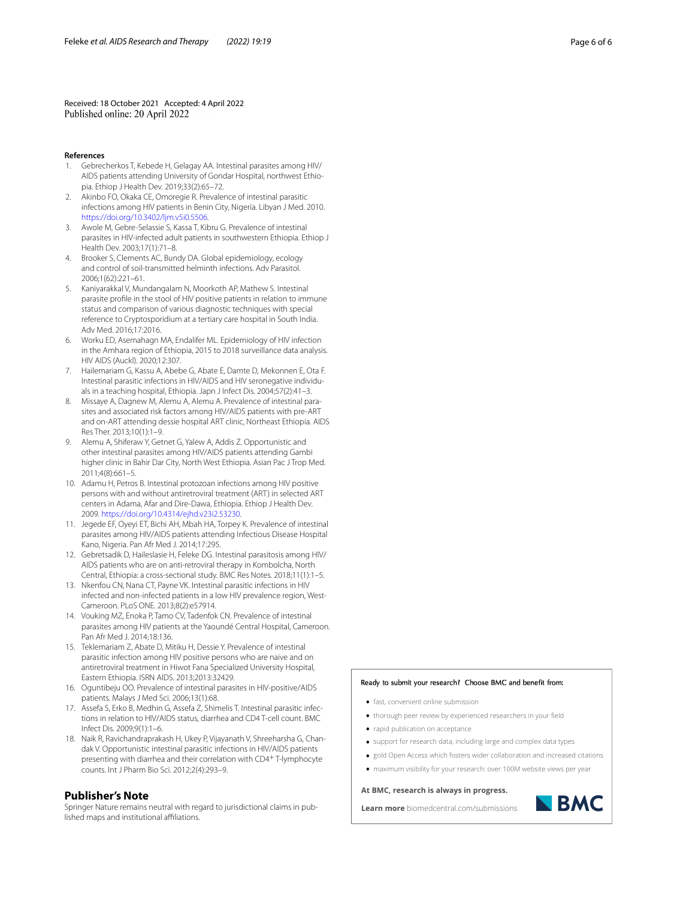Received: 18 October 2021 Accepted: 4 April 2022
Published online: 20 April 2022

#### References

1. Gebrecherkos T, Kebede H, Gelagay AA. Intestinal parasites among HIV/AIDS patients attending University of Gondar Hospital, northwest Ethiopia. Ethiop J Health Dev. 2019;33(2):65–72.
2. Akinbo FO, Okaka CE, Omoregie R. Prevalence of intestinal parasitic infections among HIV patients in Benin City, Nigeria. Libyan J Med. 2010. https://doi.org/10.3402/ljm.v5i0.5506.
3. Awole M, Gebre-Selassie S, Kassa T, Kibru G. Prevalence of intestinal parasites in HIV-infected adult patients in southwestern Ethiopia. Ethiop J Health Dev. 2003;17(1):71–8.
4. Brooker S, Clements AC, Bundy DA. Global epidemiology, ecology and control of soil-transmitted helminth infections. Adv Parasitol. 2006;1(62):221–61.
5. Kaniyarakkal V, Mundangalam N, Moorkoth AP, Mathew S. Intestinal parasite profile in the stool of HIV positive patients in relation to immune status and comparison of various diagnostic techniques with special reference to Cryptosporidium at a tertiary care hospital in South India. Adv Med. 2016;17:2016.
6. Worku ED, Asemahagn MA, Endalifer ML. Epidemiology of HIV infection in the Amhara region of Ethiopia, 2015 to 2018 surveillance data analysis. HIV AIDS (Auckl). 2020;12:307.
7. Hailemariam G, Kassu A, Abebe G, Abate E, Damte D, Mekonnen E, Ota F. Intestinal parasitic infections in HIV/AIDS and HIV seronegative individuals in a teaching hospital, Ethiopia. Japn J Infect Dis. 2004;57(2):41–3.
8. Missaye A, Dagnew M, Alemu A, Alemu A. Prevalence of intestinal parasites and associated risk factors among HIV/AIDS patients with pre-ART and on-ART attending dessie hospital ART clinic, Northeast Ethiopia. AIDS Res Ther. 2013;10(1):1–9.
9. Alemu A, Shiferaw Y, Getnet G, Yalew A, Addis Z. Opportunistic and other intestinal parasites among HIV/AIDS patients attending Gambi higher clinic in Bahir Dar City, North West Ethiopia. Asian Pac J Trop Med. 2011;4(8):661–5.
10. Adamu H, Petros B. Intestinal protozoan infections among HIV positive persons with and without antiretroviral treatment (ART) in selected ART centers in Adama, Afar and Dire-Dawa, Ethiopia. Ethiop J Health Dev. 2009. https://doi.org/10.4314/ejhd.v23i2.53230.
11. Jegede EF, Oyeyi ET, Bichi AH, Mbah HA, Torpey K. Prevalence of intestinal parasites among HIV/AIDS patients attending Infectious Disease Hospital Kano, Nigeria. Pan Afr Med J. 2014;17:295.
12. Gebretsadik D, Haileslasie H, Feleke DG. Intestinal parasitosis among HIV/AIDS patients who are on anti-retroviral therapy in Kombolcha, North Central, Ethiopia: a cross-sectional study. BMC Res Notes. 2018;11(1):1–5.
13. Nkenfou CN, Nana CT, Payne VK. Intestinal parasitic infections in HIV infected and non-infected patients in a low HIV prevalence region, West-Cameroon. PLoS ONE. 2013;8(2):e57914.
14. Vouking MZ, Enoka P, Tamo CV, Tadenfok CN. Prevalence of intestinal parasites among HIV patients at the Yaoundé Central Hospital, Cameroon. Pan Afr Med J. 2014;18:136.
15. Teklemariam Z, Abate D, Mitiku H, Dessie Y. Prevalence of intestinal parasitic infection among HIV positive persons who are naive and on antiretroviral treatment in Hiwot Fana Specialized University Hospital, Eastern Ethiopia. ISRN AIDS. 2013;2013:32429.
16. Oguntibeju OO. Prevalence of intestinal parasites in HIV-positive/AIDS patients. Malays J Med Sci. 2006;13(1):68.
17. Assefa S, Erko B, Medhin G, Assefa Z, Shimelis T. Intestinal parasitic infections in relation to HIV/AIDS status, diarrhea and CD4 T-cell count. BMC Infect Dis. 2009;9(1):1–6.
18. Naik R, Ravichandraprakash H, Ukey P, Vijayanath V, Shreeharsha G, Chandak V. Opportunistic intestinal parasitic infections in HIV/AIDS patients presenting with diarrhea and their correlation with $CD4^{+}$ T-lymphocyte counts. Int J Pharm Bio Sci. 2012;2(4):293–9.

## Publisher's Note

Springer Nature remains neutral with regard to jurisdictional claims in published maps and institutional affiliations.

Ready to submit your research? Choose BMC and benefit from:

- fast, convenient online submission
- thorough peer review by experienced researchers in your field
- rapid publication on acceptance
- support for research data, including large and complex data types
- gold Open Access which fosters wider collaboration and increased citations
- maximum visibility for your research: over 100M website views per year

**At BMC, research is always in progress.**

**Learn more** biomedcentral.com/submissions